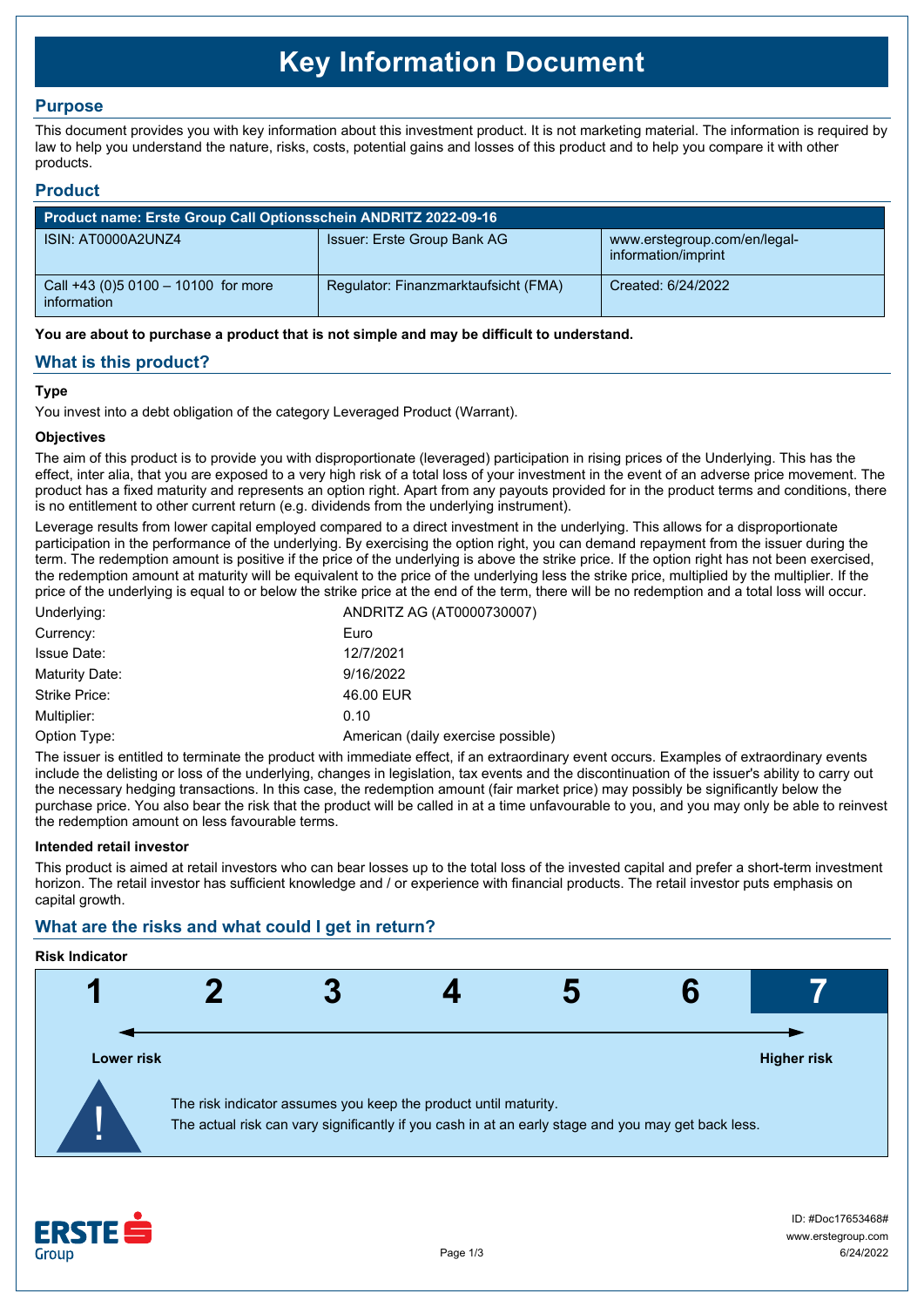# Key Information Document

## Purpose

This document provides you with key information about this investment product. It is not marketing material. The information is required by law to help you understand the nature, risks, costs, potential gains and losses of this product and to help you compare it with other products.

## Product

| Product name: Erste Group Call Optionsschein ANDRITZ 2022-09-16 | | |
|---|---|---|
| ISIN: AT0000A2UNZ4 | Issuer: Erste Group Bank AG | www.erstegroup.com/en/legal-information/imprint |
| Call +43 (0)5 0100 – 10100 for more information | Regulator: Finanzmarktaufsicht (FMA) | Created: 6/24/2022 |

**You are about to purchase a product that is not simple and may be difficult to understand.**

## What is this product?

### Type

You invest into a debt obligation of the category Leveraged Product (Warrant).

### Objectives

The aim of this product is to provide you with disproportionate (leveraged) participation in rising prices of the Underlying. This has the effect, inter alia, that you are exposed to a very high risk of a total loss of your investment in the event of an adverse price movement. The product has a fixed maturity and represents an option right. Apart from any payouts provided for in the product terms and conditions, there is no entitlement to other current return (e.g. dividends from the underlying instrument).

Leverage results from lower capital employed compared to a direct investment in the underlying. This allows for a disproportionate participation in the performance of the underlying. By exercising the option right, you can demand repayment from the issuer during the term. The redemption amount is positive if the price of the underlying is above the strike price. If the option right has not been exercised, the redemption amount at maturity will be equivalent to the price of the underlying less the strike price, multiplied by the multiplier. If the price of the underlying is equal to or below the strike price at the end of the term, there will be no redemption and a total loss will occur.

| | |
|---|---|
| Underlying: | ANDRITZ AG (AT0000730007) |
| Currency: | Euro |
| Issue Date: | 12/7/2021 |
| Maturity Date: | 9/16/2022 |
| Strike Price: | 46.00 EUR |
| Multiplier: | 0.10 |
| Option Type: | American (daily exercise possible) |

The issuer is entitled to terminate the product with immediate effect, if an extraordinary event occurs. Examples of extraordinary events include the delisting or loss of the underlying, changes in legislation, tax events and the discontinuation of the issuer's ability to carry out the necessary hedging transactions. In this case, the redemption amount (fair market price) may possibly be significantly below the purchase price. You also bear the risk that the product will be called in at a time unfavourable to you, and you may only be able to reinvest the redemption amount on less favourable terms.

### Intended retail investor

This product is aimed at retail investors who can bear losses up to the total loss of the invested capital and prefer a short-term investment horizon. The retail investor has sufficient knowledge and / or experience with financial products. The retail investor puts emphasis on capital growth.

## What are the risks and what could I get in return?

### Risk Indicator

| 1 | 2 | 3 | 4 | 5 | 6 | **7** |
|---|---|---|---|---|---|---|

Lower risk ← → Higher risk

The risk indicator assumes you keep the product until maturity.
The actual risk can vary significantly if you cash in at an early stage and you may get back less.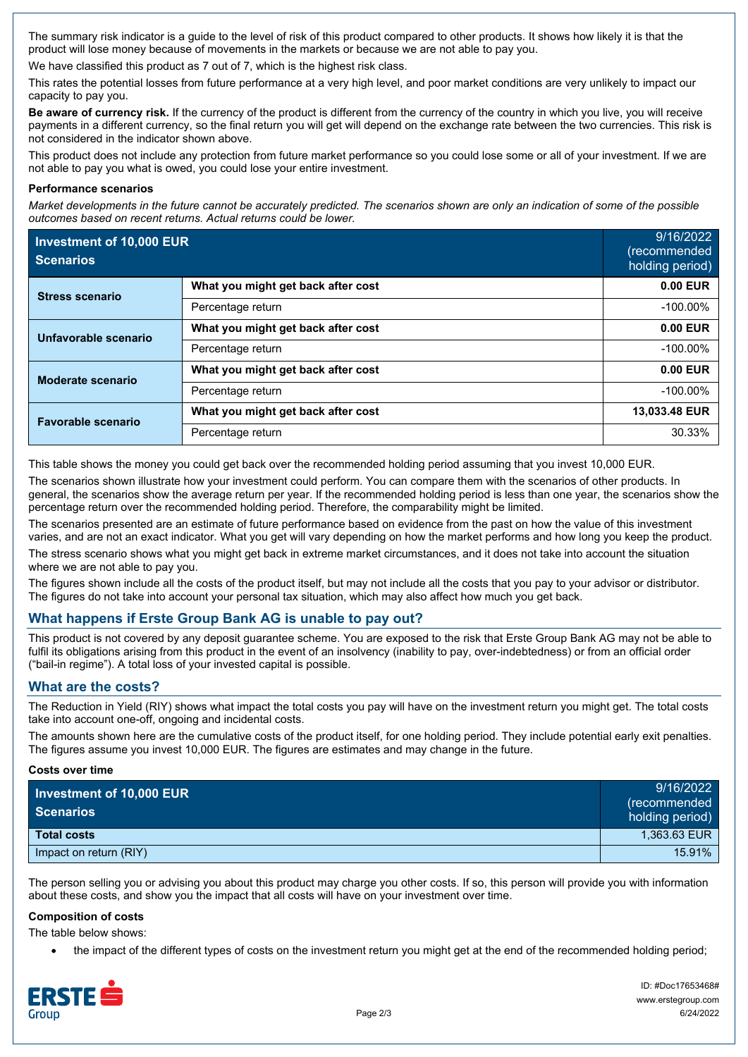The summary risk indicator is a guide to the level of risk of this product compared to other products. It shows how likely it is that the product will lose money because of movements in the markets or because we are not able to pay you.

We have classified this product as 7 out of 7, which is the highest risk class.

This rates the potential losses from future performance at a very high level, and poor market conditions are very unlikely to impact our capacity to pay you.

**Be aware of currency risk.** If the currency of the product is different from the currency of the country in which you live, you will receive payments in a different currency, so the final return you will get will depend on the exchange rate between the two currencies. This risk is not considered in the indicator shown above.

This product does not include any protection from future market performance so you could lose some or all of your investment. If we are not able to pay you what is owed, you could lose your entire investment.

**Performance scenarios**

*Market developments in the future cannot be accurately predicted. The scenarios shown are only an indication of some of the possible outcomes based on recent returns. Actual returns could be lower.*

| Investment of 10,000 EUR Scenarios | | 9/16/2022 (recommended holding period) |
|---|---|---|
| **Stress scenario** | **What you might get back after cost** | **0.00 EUR** |
| | Percentage return | -100.00% |
| **Unfavorable scenario** | **What you might get back after cost** | **0.00 EUR** |
| | Percentage return | -100.00% |
| **Moderate scenario** | **What you might get back after cost** | **0.00 EUR** |
| | Percentage return | -100.00% |
| **Favorable scenario** | **What you might get back after cost** | **13,033.48 EUR** |
| | Percentage return | 30.33% |

This table shows the money you could get back over the recommended holding period assuming that you invest 10,000 EUR.

The scenarios shown illustrate how your investment could perform. You can compare them with the scenarios of other products. In general, the scenarios show the average return per year. If the recommended holding period is less than one year, the scenarios show the percentage return over the recommended holding period. Therefore, the comparability might be limited.

The scenarios presented are an estimate of future performance based on evidence from the past on how the value of this investment varies, and are not an exact indicator. What you get will vary depending on how the market performs and how long you keep the product.

The stress scenario shows what you might get back in extreme market circumstances, and it does not take into account the situation where we are not able to pay you.

The figures shown include all the costs of the product itself, but may not include all the costs that you pay to your advisor or distributor. The figures do not take into account your personal tax situation, which may also affect how much you get back.

## What happens if Erste Group Bank AG is unable to pay out?

This product is not covered by any deposit guarantee scheme. You are exposed to the risk that Erste Group Bank AG may not be able to fulfil its obligations arising from this product in the event of an insolvency (inability to pay, over-indebtedness) or from an official order ("bail-in regime"). A total loss of your invested capital is possible.

## What are the costs?

The Reduction in Yield (RIY) shows what impact the total costs you pay will have on the investment return you might get. The total costs take into account one-off, ongoing and incidental costs.

The amounts shown here are the cumulative costs of the product itself, for one holding period. They include potential early exit penalties. The figures assume you invest 10,000 EUR. The figures are estimates and may change in the future.

**Costs over time**

| Investment of 10,000 EUR Scenarios | 9/16/2022 (recommended holding period) |
|---|---|
| **Total costs** | 1,363.63 EUR |
| Impact on return (RIY) | 15.91% |

The person selling you or advising you about this product may charge you other costs. If so, this person will provide you with information about these costs, and show you the impact that all costs will have on your investment over time.

**Composition of costs**

The table below shows:

- the impact of the different types of costs on the investment return you might get at the end of the recommended holding period;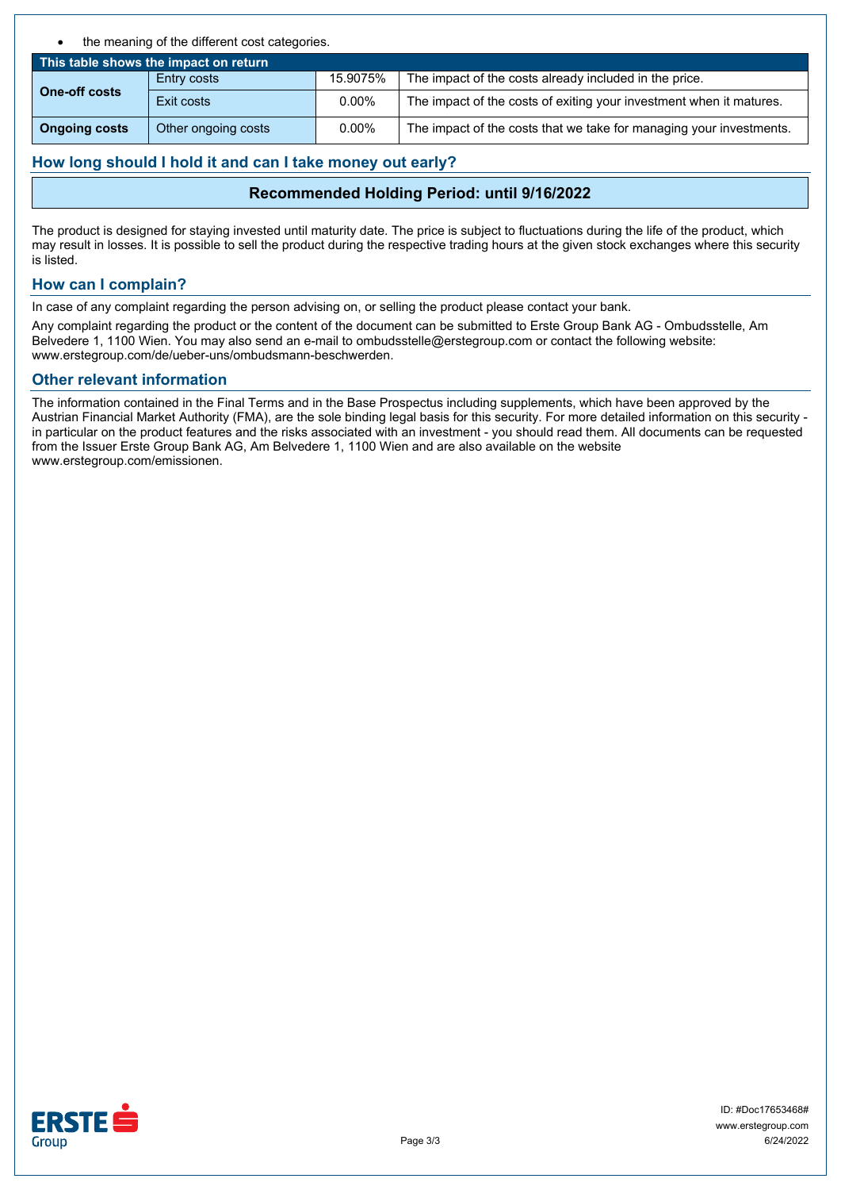- the meaning of the different cost categories.

| This table shows the impact on return | | | |
|---|---|---|---|
| **One-off costs** | Entry costs | 15.9075% | The impact of the costs already included in the price. |
| | Exit costs | 0.00% | The impact of the costs of exiting your investment when it matures. |
| **Ongoing costs** | Other ongoing costs | 0.00% | The impact of the costs that we take for managing your investments. |

## How long should I hold it and can I take money out early?

**Recommended Holding Period: until 9/16/2022**

The product is designed for staying invested until maturity date. The price is subject to fluctuations during the life of the product, which may result in losses. It is possible to sell the product during the respective trading hours at the given stock exchanges where this security is listed.

## How can I complain?

In case of any complaint regarding the person advising on, or selling the product please contact your bank.

Any complaint regarding the product or the content of the document can be submitted to Erste Group Bank AG - Ombudsstelle, Am Belvedere 1, 1100 Wien. You may also send an e-mail to ombudsstelle@erstegroup.com or contact the following website: www.erstegroup.com/de/ueber-uns/ombudsmann-beschwerden.

## Other relevant information

The information contained in the Final Terms and in the Base Prospectus including supplements, which have been approved by the Austrian Financial Market Authority (FMA), are the sole binding legal basis for this security. For more detailed information on this security - in particular on the product features and the risks associated with an investment - you should read them. All documents can be requested from the Issuer Erste Group Bank AG, Am Belvedere 1, 1100 Wien and are also available on the website www.erstegroup.com/emissionen.

ID: #Doc17653468#
www.erstegroup.com
6/24/2022